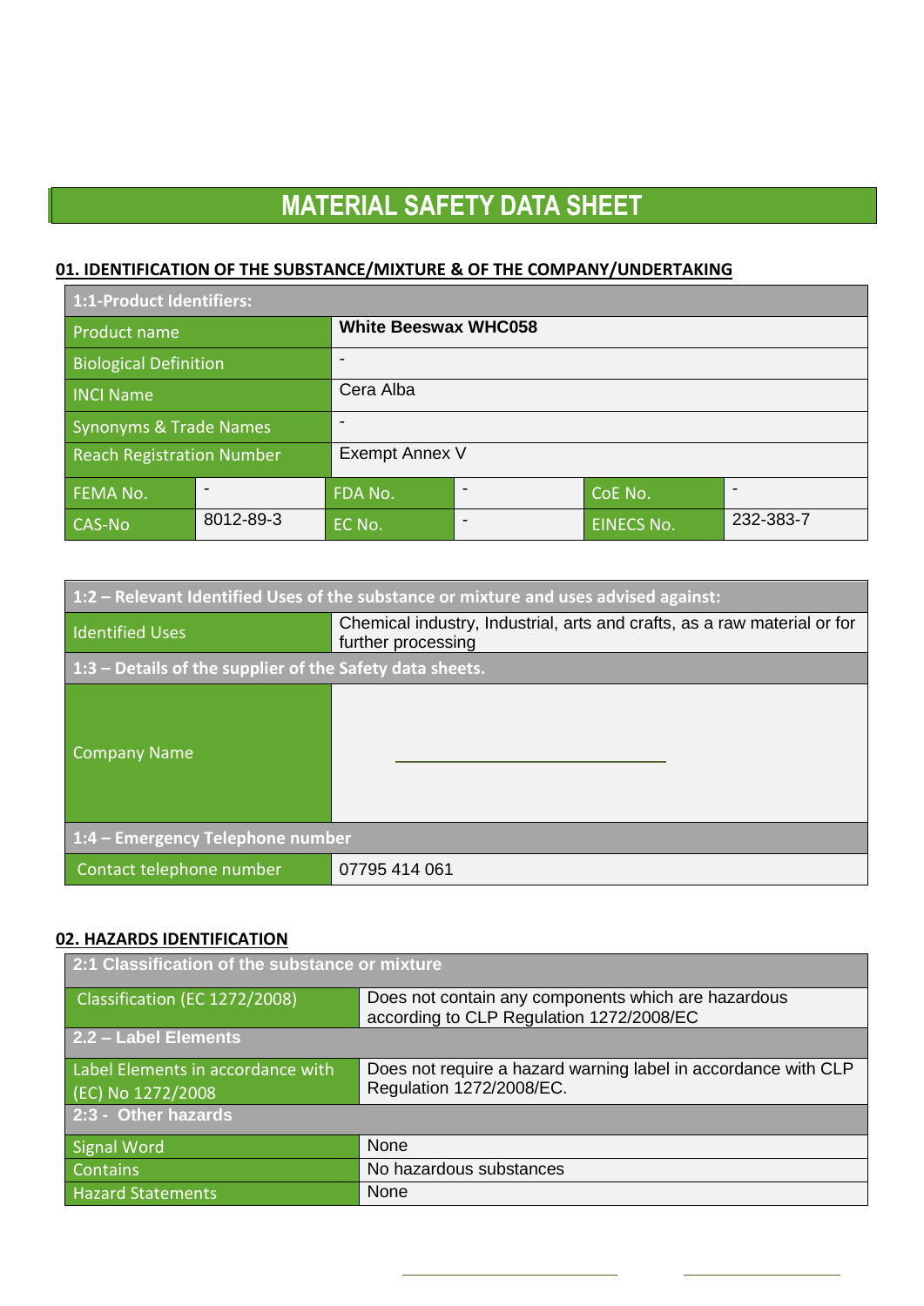# MATERIAL SAFETY DATA SHEET

## 01. IDENTIFICATION OF THE SUBSTANCE/MIXTURE & OF THE COMPANY/UNDERTAKING

| 1:1-Product Identifiers: | | | | | |
|---|---|---|---|---|---|
| Product name | | **White Beeswax WHC058** | | | |
| Biological Definition | | - | | | |
| INCI Name | | Cera Alba | | | |
| Synonyms & Trade Names | | - | | | |
| Reach Registration Number | | Exempt Annex V | | | |
| FEMA No. | - | FDA No. | - | CoE No. | - |
| CAS-No | 8012-89-3 | EC No. | - | EINECS No. | 232-383-7 |

| 1:2 – Relevant Identified Uses of the substance or mixture and uses advised against: | |
|---|---|
| Identified Uses | Chemical industry, Industrial, arts and crafts, as a raw material or for further processing |
| **1:3 – Details of the supplier of the Safety data sheets.** | |
| Company Name | |
| **1:4 – Emergency Telephone number** | |
| Contact telephone number | 07795 414 061 |

## 02. HAZARDS IDENTIFICATION

| 2:1 Classification of the substance or mixture | |
|---|---|
| Classification (EC 1272/2008) | Does not contain any components which are hazardous according to CLP Regulation 1272/2008/EC |
| **2.2 – Label Elements** | |
| Label Elements in accordance with (EC) No 1272/2008 | Does not require a hazard warning label in accordance with CLP Regulation 1272/2008/EC. |
| **2:3 - Other hazards** | |
| Signal Word | None |
| Contains | No hazardous substances |
| Hazard Statements | None |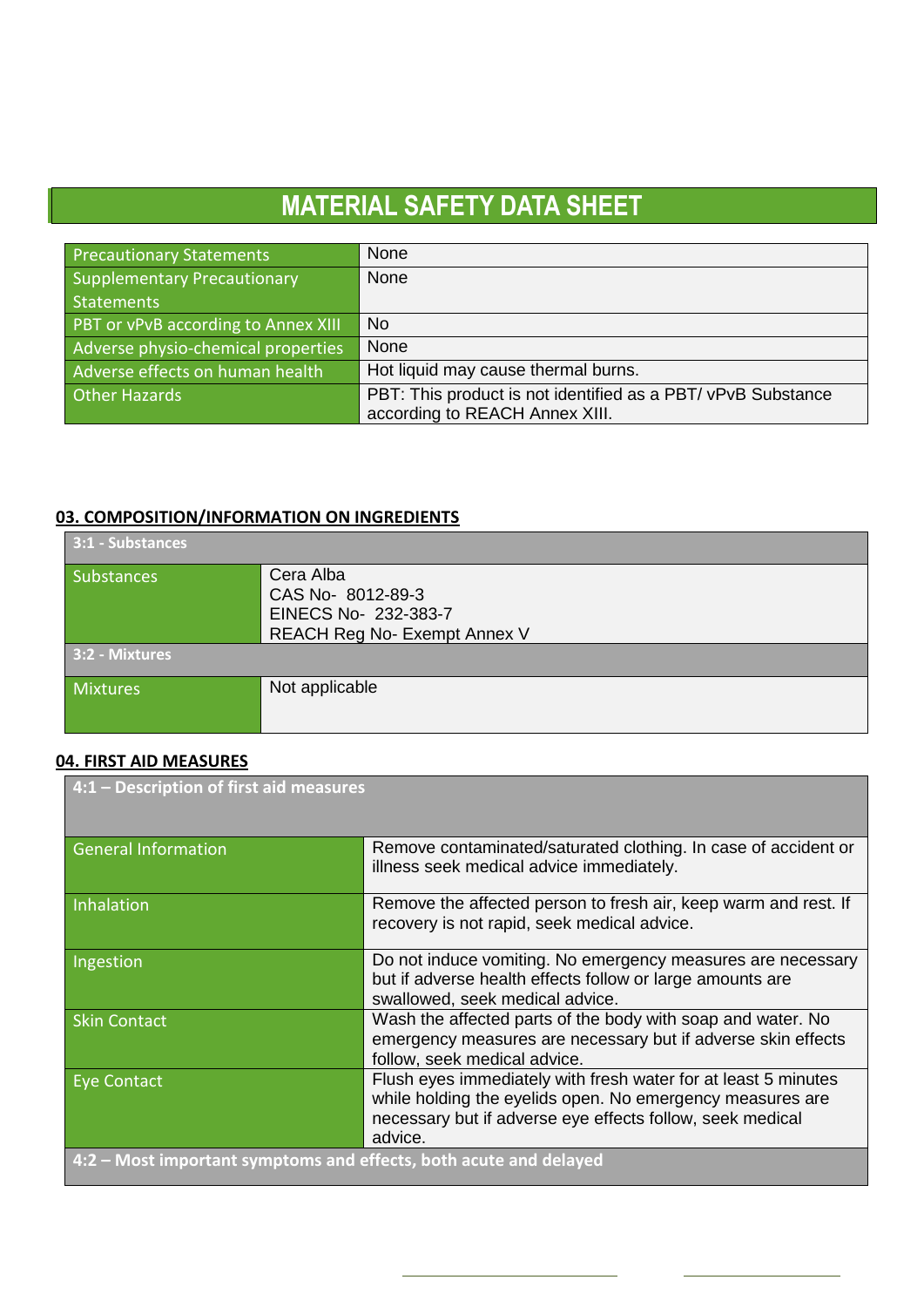# MATERIAL SAFETY DATA SHEET

| Precautionary Statements | None |
|---|---|
| Supplementary Precautionary Statements | None |
| PBT or vPvB according to Annex XIII | No |
| Adverse physio-chemical properties | None |
| Adverse effects on human health | Hot liquid may cause thermal burns. |
| Other Hazards | PBT: This product is not identified as a PBT/ vPvB Substance according to REACH Annex XIII. |

## 03. COMPOSITION/INFORMATION ON INGREDIENTS

| 3:1 - Substances | |
|---|---|
| Substances | Cera Alba<br>CAS No- 8012-89-3<br>EINECS No- 232-383-7<br>REACH Reg No- Exempt Annex V |
| **3:2 - Mixtures** | |
| Mixtures | Not applicable |

## 04. FIRST AID MEASURES

| 4:1 – Description of first aid measures | |
|---|---|
| General Information | Remove contaminated/saturated clothing. In case of accident or illness seek medical advice immediately. |
| Inhalation | Remove the affected person to fresh air, keep warm and rest. If recovery is not rapid, seek medical advice. |
| Ingestion | Do not induce vomiting. No emergency measures are necessary but if adverse health effects follow or large amounts are swallowed, seek medical advice. |
| Skin Contact | Wash the affected parts of the body with soap and water. No emergency measures are necessary but if adverse skin effects follow, seek medical advice. |
| Eye Contact | Flush eyes immediately with fresh water for at least 5 minutes while holding the eyelids open. No emergency measures are necessary but if adverse eye effects follow, seek medical advice. |
| **4:2 – Most important symptoms and effects, both acute and delayed** | |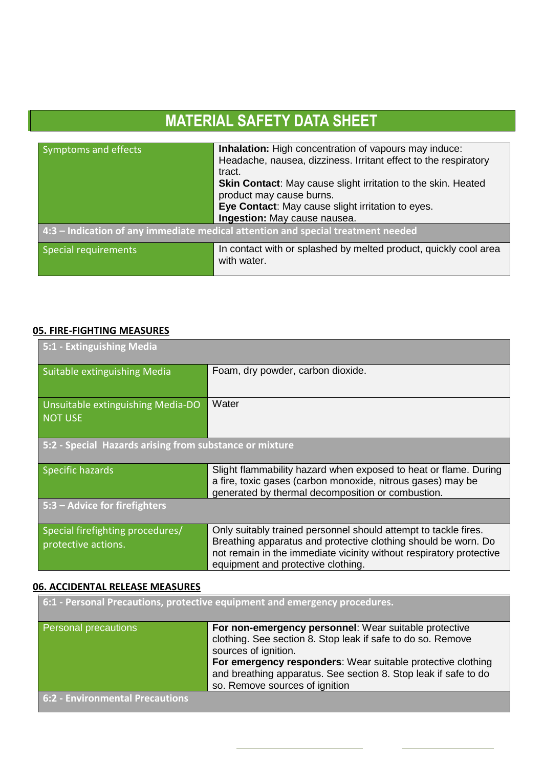# MATERIAL SAFETY DATA SHEET

| | |
|---|---|
| Symptoms and effects | **Inhalation:** High concentration of vapours may induce: Headache, nausea, dizziness. Irritant effect to the respiratory tract.<br>**Skin Contact**: May cause slight irritation to the skin. Heated product may cause burns.<br>**Eye Contact**: May cause slight irritation to eyes.<br>**Ingestion:** May cause nausea. |
| **4:3 – Indication of any immediate medical attention and special treatment needed** | |
| Special requirements | In contact with or splashed by melted product, quickly cool area with water. |

**05. FIRE-FIGHTING MEASURES**

| **5:1 - Extinguishing Media** | |
|---|---|
| Suitable extinguishing Media | Foam, dry powder, carbon dioxide. |
| Unsuitable extinguishing Media-DO NOT USE | Water |
| **5:2 - Special Hazards arising from substance or mixture** | |
| Specific hazards | Slight flammability hazard when exposed to heat or flame. During a fire, toxic gases (carbon monoxide, nitrous gases) may be generated by thermal decomposition or combustion. |
| **5:3 – Advice for firefighters** | |
| Special firefighting procedures/ protective actions. | Only suitably trained personnel should attempt to tackle fires. Breathing apparatus and protective clothing should be worn. Do not remain in the immediate vicinity without respiratory protective equipment and protective clothing. |

**06. ACCIDENTAL RELEASE MEASURES**

| **6:1 - Personal Precautions, protective equipment and emergency procedures.** | |
|---|---|
| Personal precautions | **For non-emergency personnel**: Wear suitable protective clothing. See section 8. Stop leak if safe to do so. Remove sources of ignition.<br>**For emergency responders**: Wear suitable protective clothing and breathing apparatus. See section 8. Stop leak if safe to do so. Remove sources of ignition |
| **6:2 - Environmental Precautions** | |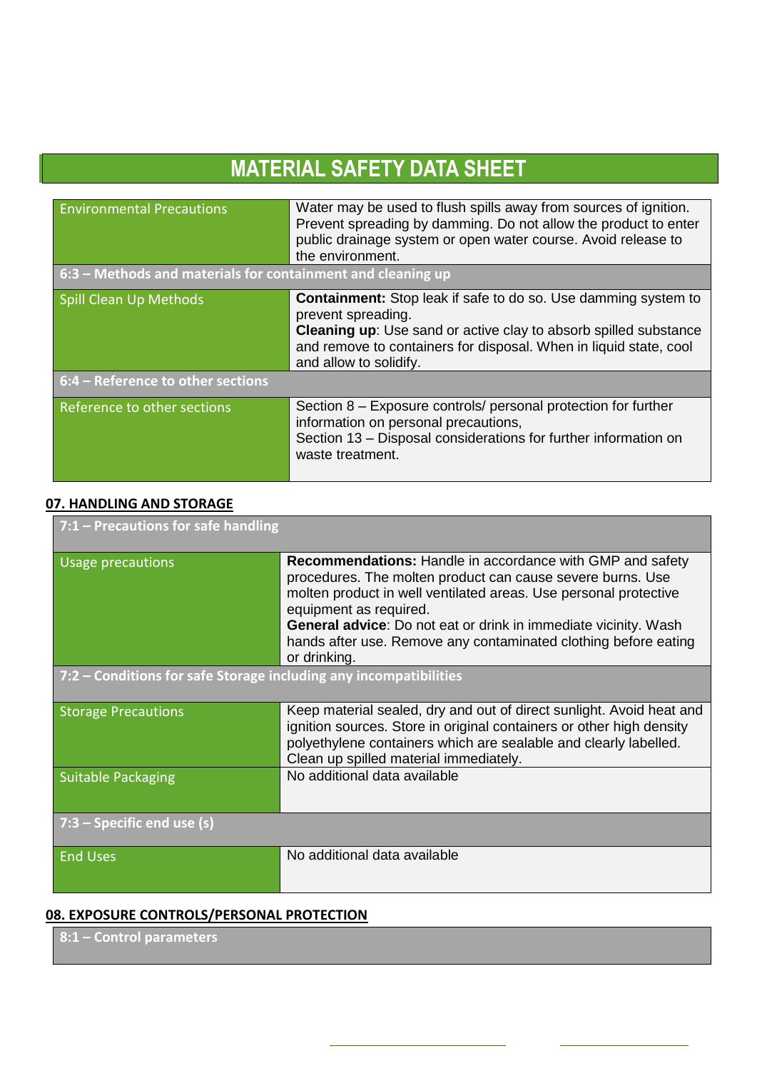# MATERIAL SAFETY DATA SHEET

| | |
|---|---|
| Environmental Precautions | Water may be used to flush spills away from sources of ignition. Prevent spreading by damming. Do not allow the product to enter public drainage system or open water course. Avoid release to the environment. |
| **6:3 – Methods and materials for containment and cleaning up** | |
| Spill Clean Up Methods | **Containment:** Stop leak if safe to do so. Use damming system to prevent spreading.<br>**Cleaning up**: Use sand or active clay to absorb spilled substance and remove to containers for disposal. When in liquid state, cool and allow to solidify. |
| **6:4 – Reference to other sections** | |
| Reference to other sections | Section 8 – Exposure controls/ personal protection for further information on personal precautions,<br>Section 13 – Disposal considerations for further information on waste treatment. |

## 07. HANDLING AND STORAGE

| | |
|---|---|
| **7:1 – Precautions for safe handling** | |
| Usage precautions | **Recommendations:** Handle in accordance with GMP and safety procedures. The molten product can cause severe burns. Use molten product in well ventilated areas. Use personal protective equipment as required.<br>**General advice**: Do not eat or drink in immediate vicinity. Wash hands after use. Remove any contaminated clothing before eating or drinking. |
| **7:2 – Conditions for safe Storage including any incompatibilities** | |
| Storage Precautions | Keep material sealed, dry and out of direct sunlight. Avoid heat and ignition sources. Store in original containers or other high density polyethylene containers which are sealable and clearly labelled. Clean up spilled material immediately. |
| Suitable Packaging | No additional data available |
| **7:3 – Specific end use (s)** | |
| End Uses | No additional data available |

## 08. EXPOSURE CONTROLS/PERSONAL PROTECTION

| |
|---|
| **8:1 – Control parameters** |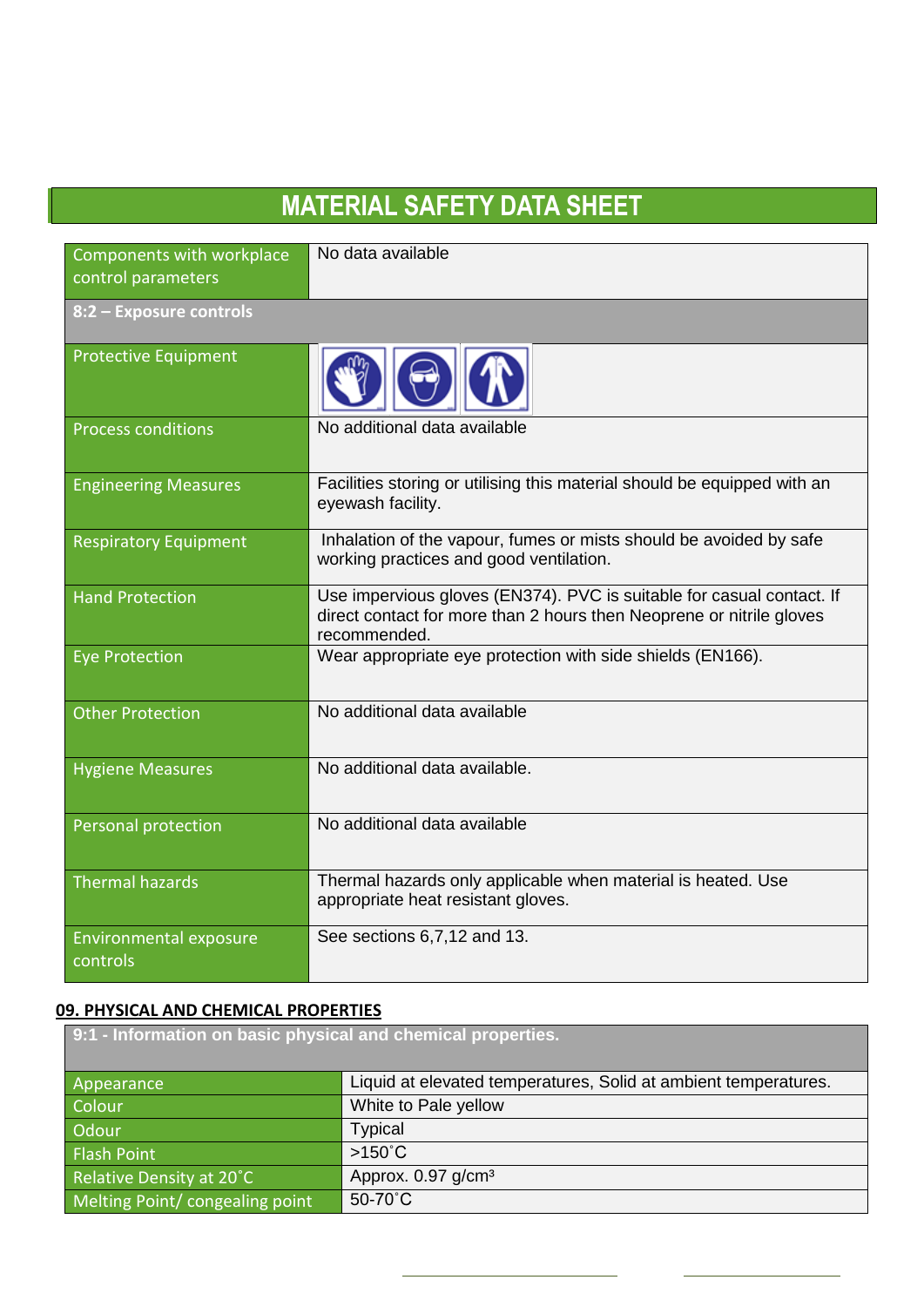# MATERIAL SAFETY DATA SHEET

| | |
|---|---|
| Components with workplace control parameters | No data available |
| **8:2 – Exposure controls** | |
| Protective Equipment | |
| Process conditions | No additional data available |
| Engineering Measures | Facilities storing or utilising this material should be equipped with an eyewash facility. |
| Respiratory Equipment | Inhalation of the vapour, fumes or mists should be avoided by safe working practices and good ventilation. |
| Hand Protection | Use impervious gloves (EN374). PVC is suitable for casual contact. If direct contact for more than 2 hours then Neoprene or nitrile gloves recommended. |
| Eye Protection | Wear appropriate eye protection with side shields (EN166). |
| Other Protection | No additional data available |
| Hygiene Measures | No additional data available. |
| Personal protection | No additional data available |
| Thermal hazards | Thermal hazards only applicable when material is heated. Use appropriate heat resistant gloves. |
| Environmental exposure controls | See sections 6,7,12 and 13. |

## 09. PHYSICAL AND CHEMICAL PROPERTIES

| **9:1 - Information on basic physical and chemical properties.** | |
|---|---|
| Appearance | Liquid at elevated temperatures, Solid at ambient temperatures. |
| Colour | White to Pale yellow |
| Odour | Typical |
| Flash Point | >150˚C |
| Relative Density at 20˚C | Approx. 0.97 g/cm³ |
| Melting Point/ congealing point | 50-70˚C |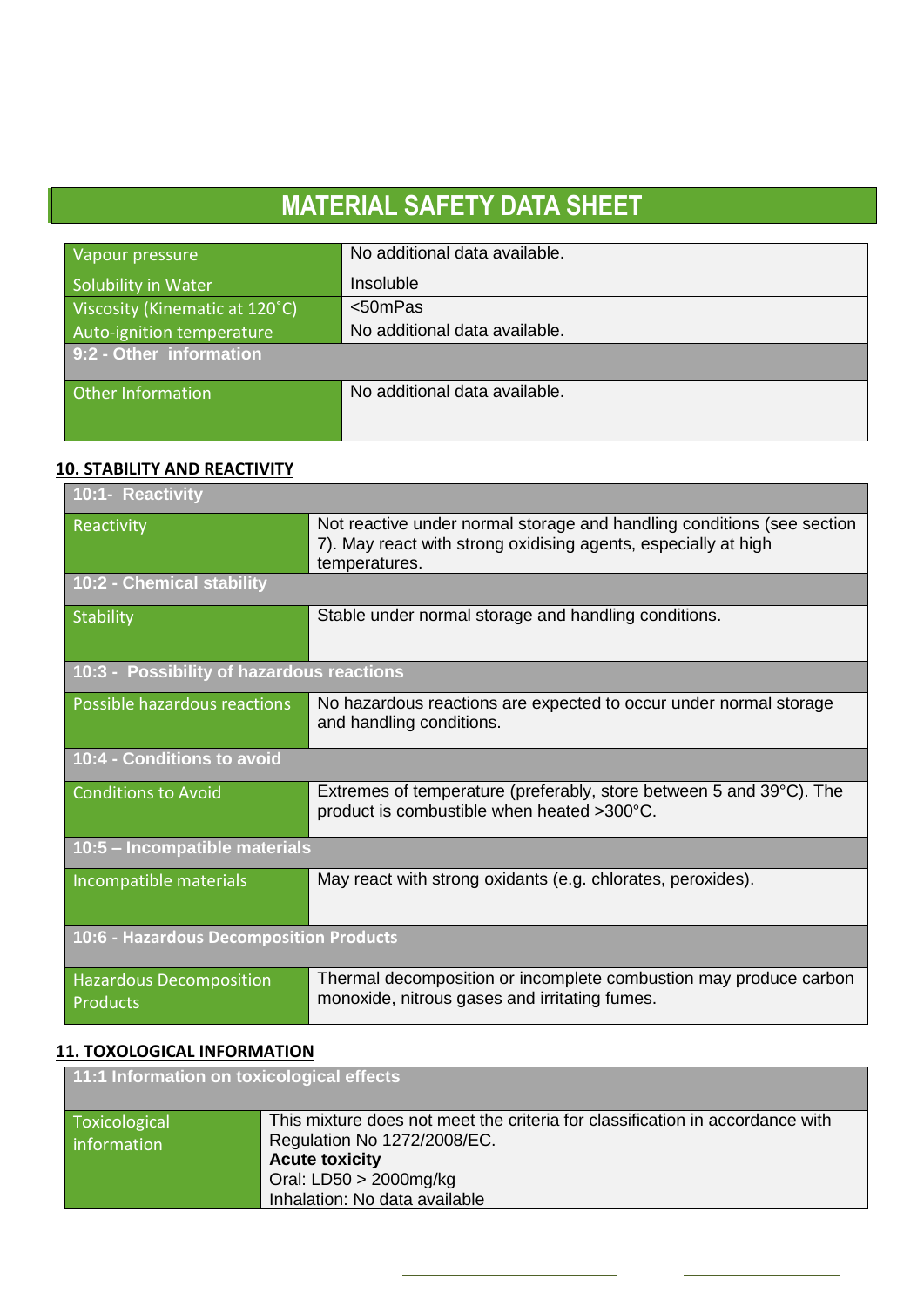# MATERIAL SAFETY DATA SHEET

| | |
|---|---|
| Vapour pressure | No additional data available. |
| Solubility in Water | Insoluble |
| Viscosity (Kinematic at 120˚C) | <50mPas |
| Auto-ignition temperature | No additional data available. |
| **9:2 - Other information** | |
| Other Information | No additional data available. |

## 10. STABILITY AND REACTIVITY

| | |
|---|---|
| **10:1- Reactivity** | |
| Reactivity | Not reactive under normal storage and handling conditions (see section 7). May react with strong oxidising agents, especially at high temperatures. |
| **10:2 - Chemical stability** | |
| Stability | Stable under normal storage and handling conditions. |
| **10:3 - Possibility of hazardous reactions** | |
| Possible hazardous reactions | No hazardous reactions are expected to occur under normal storage and handling conditions. |
| **10:4 - Conditions to avoid** | |
| Conditions to Avoid | Extremes of temperature (preferably, store between 5 and 39°C). The product is combustible when heated >300°C. |
| **10:5 – Incompatible materials** | |
| Incompatible materials | May react with strong oxidants (e.g. chlorates, peroxides). |
| **10:6 - Hazardous Decomposition Products** | |
| Hazardous Decomposition Products | Thermal decomposition or incomplete combustion may produce carbon monoxide, nitrous gases and irritating fumes. |

## 11. TOXOLOGICAL INFORMATION

| | |
|---|---|
| **11:1 Information on toxicological effects** | |
| Toxicological information | This mixture does not meet the criteria for classification in accordance with Regulation No 1272/2008/EC.<br>**Acute toxicity**<br>Oral: LD50 > 2000mg/kg<br>Inhalation: No data available |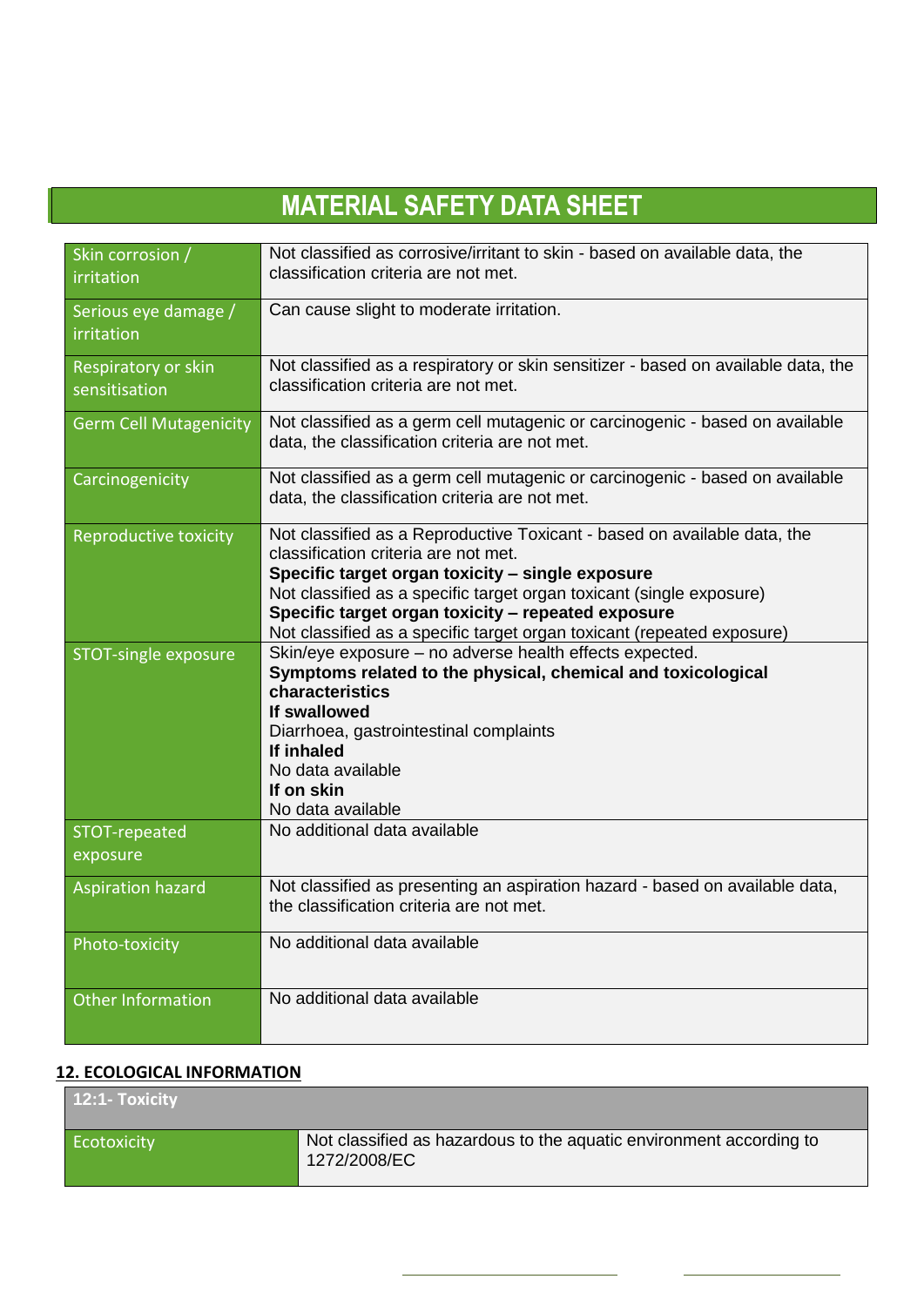# MATERIAL SAFETY DATA SHEET

| | |
|---|---|
| Skin corrosion / irritation | Not classified as corrosive/irritant to skin - based on available data, the classification criteria are not met. |
| Serious eye damage / irritation | Can cause slight to moderate irritation. |
| Respiratory or skin sensitisation | Not classified as a respiratory or skin sensitizer - based on available data, the classification criteria are not met. |
| Germ Cell Mutagenicity | Not classified as a germ cell mutagenic or carcinogenic - based on available data, the classification criteria are not met. |
| Carcinogenicity | Not classified as a germ cell mutagenic or carcinogenic - based on available data, the classification criteria are not met. |
| Reproductive toxicity | Not classified as a Reproductive Toxicant - based on available data, the classification criteria are not met.<br>**Specific target organ toxicity – single exposure**<br>Not classified as a specific target organ toxicant (single exposure)<br>**Specific target organ toxicity – repeated exposure**<br>Not classified as a specific target organ toxicant (repeated exposure) |
| STOT-single exposure | Skin/eye exposure – no adverse health effects expected.<br>**Symptoms related to the physical, chemical and toxicological characteristics**<br>**If swallowed**<br>Diarrhoea, gastrointestinal complaints<br>**If inhaled**<br>No data available<br>**If on skin**<br>No data available |
| STOT-repeated exposure | No additional data available |
| Aspiration hazard | Not classified as presenting an aspiration hazard - based on available data, the classification criteria are not met. |
| Photo-toxicity | No additional data available |
| Other Information | No additional data available |

## 12. ECOLOGICAL INFORMATION

| 12:1- Toxicity | |
|---|---|
| Ecotoxicity | Not classified as hazardous to the aquatic environment according to 1272/2008/EC |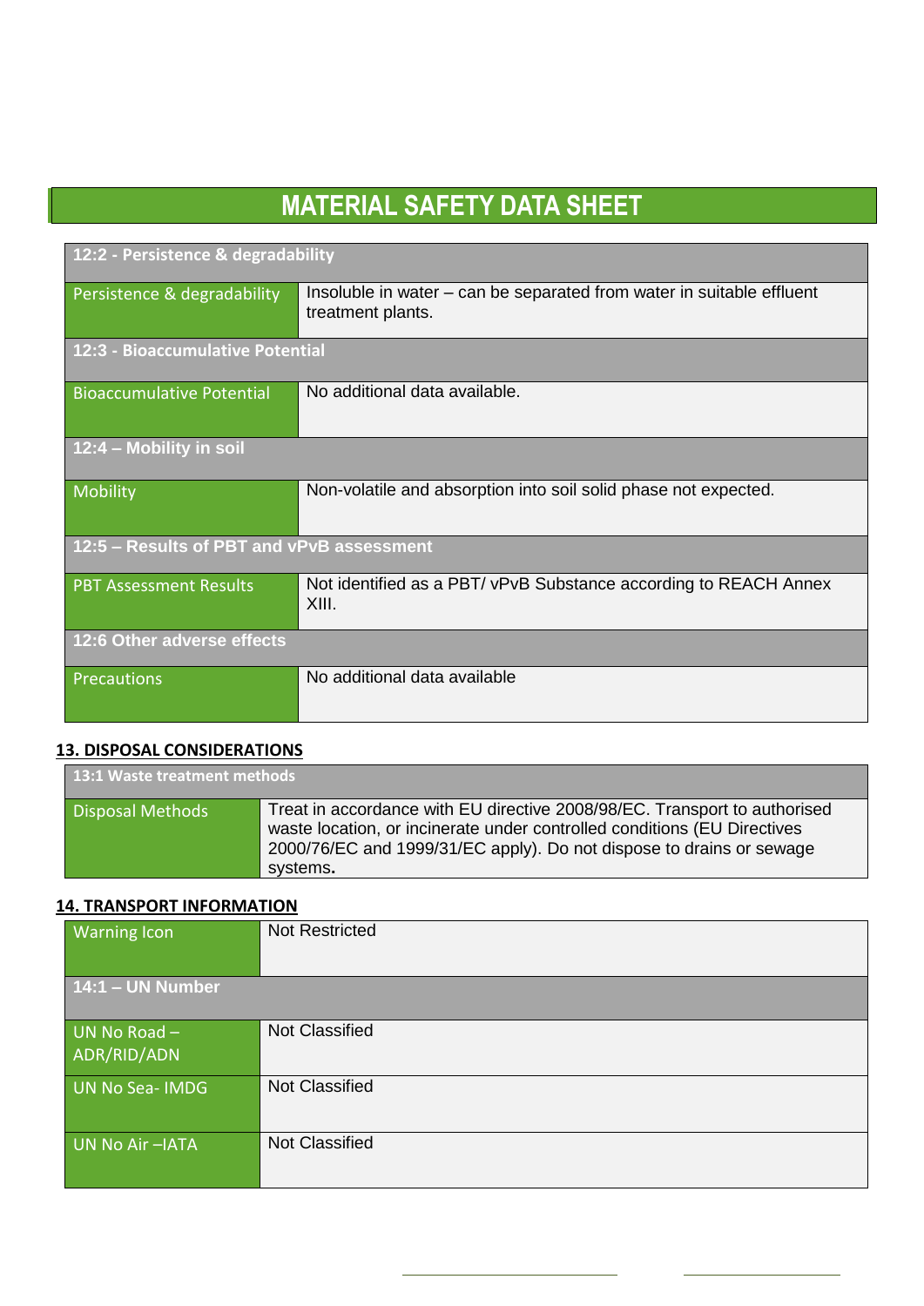# MATERIAL SAFETY DATA SHEET

| 12:2 - Persistence & degradability | |
|---|---|
| Persistence & degradability | Insoluble in water – can be separated from water in suitable effluent treatment plants. |
| **12:3 - Bioaccumulative Potential** | |
| Bioaccumulative Potential | No additional data available. |
| **12:4 – Mobility in soil** | |
| Mobility | Non-volatile and absorption into soil solid phase not expected. |
| **12:5 – Results of PBT and vPvB assessment** | |
| PBT Assessment Results | Not identified as a PBT/ vPvB Substance according to REACH Annex XIII. |
| **12:6 Other adverse effects** | |
| Precautions | No additional data available |

## 13. DISPOSAL CONSIDERATIONS

| 13:1 Waste treatment methods | |
|---|---|
| Disposal Methods | Treat in accordance with EU directive 2008/98/EC. Transport to authorised waste location, or incinerate under controlled conditions (EU Directives 2000/76/EC and 1999/31/EC apply). Do not dispose to drains or sewage systems**.** |

## 14. TRANSPORT INFORMATION

| Warning Icon | Not Restricted |
|---|---|
| **14:1 – UN Number** | |
| UN No Road – ADR/RID/ADN | Not Classified |
| UN No Sea- IMDG | Not Classified |
| UN No Air –IATA | Not Classified |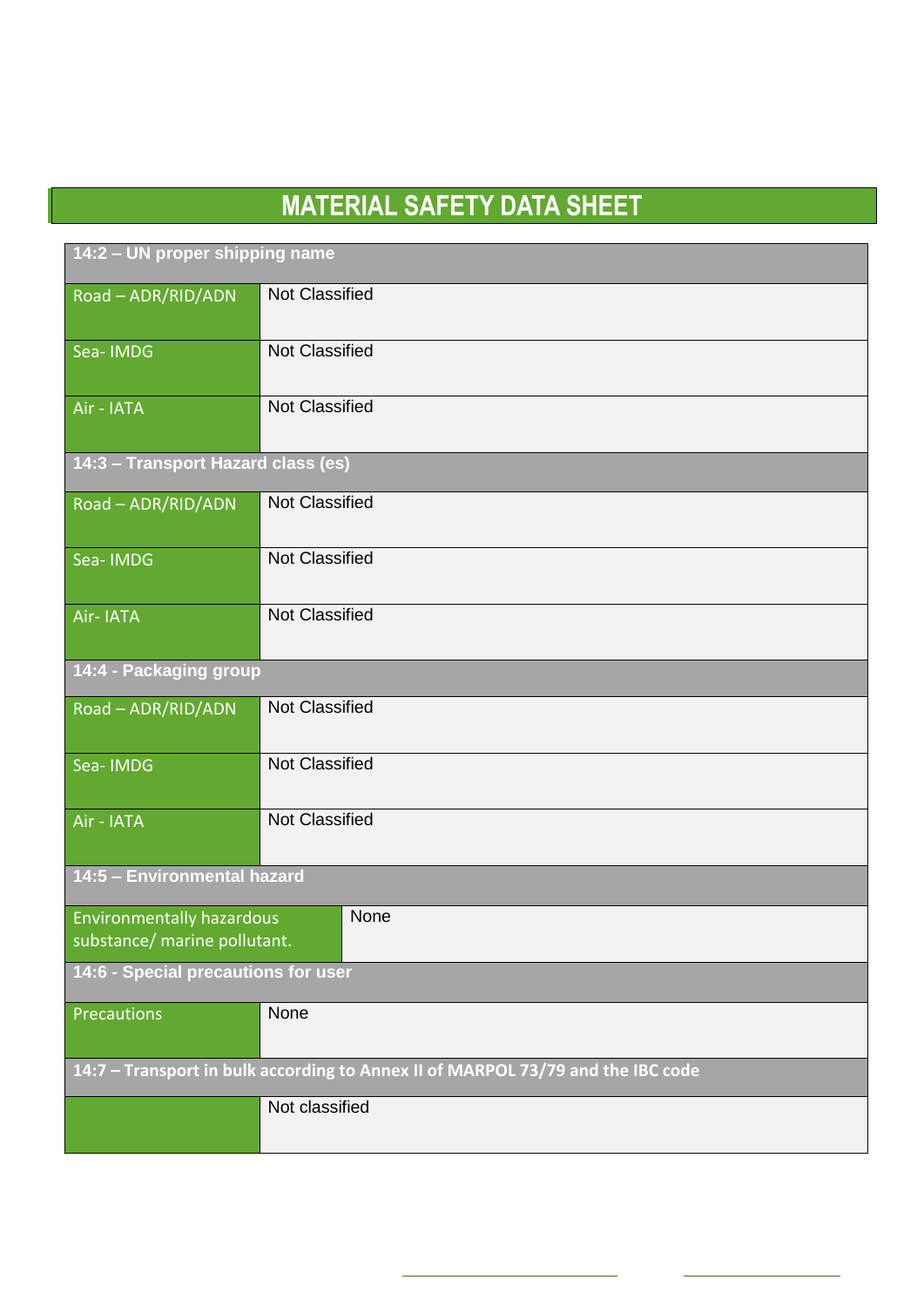# MATERIAL SAFETY DATA SHEET

| 14:2 – UN proper shipping name | |
|---|---|
| Road – ADR/RID/ADN | Not Classified |
| Sea- IMDG | Not Classified |
| Air - IATA | Not Classified |
| **14:3 – Transport Hazard class (es)** | |
| Road – ADR/RID/ADN | Not Classified |
| Sea- IMDG | Not Classified |
| Air- IATA | Not Classified |
| **14:4 - Packaging group** | |
| Road – ADR/RID/ADN | Not Classified |
| Sea- IMDG | Not Classified |
| Air - IATA | Not Classified |
| **14:5 – Environmental hazard** | |
| Environmentally hazardous substance/ marine pollutant. | None |
| **14:6 - Special precautions for user** | |
| Precautions | None |
| **14:7 – Transport in bulk according to Annex II of MARPOL 73/79 and the IBC code** | |
| | Not classified |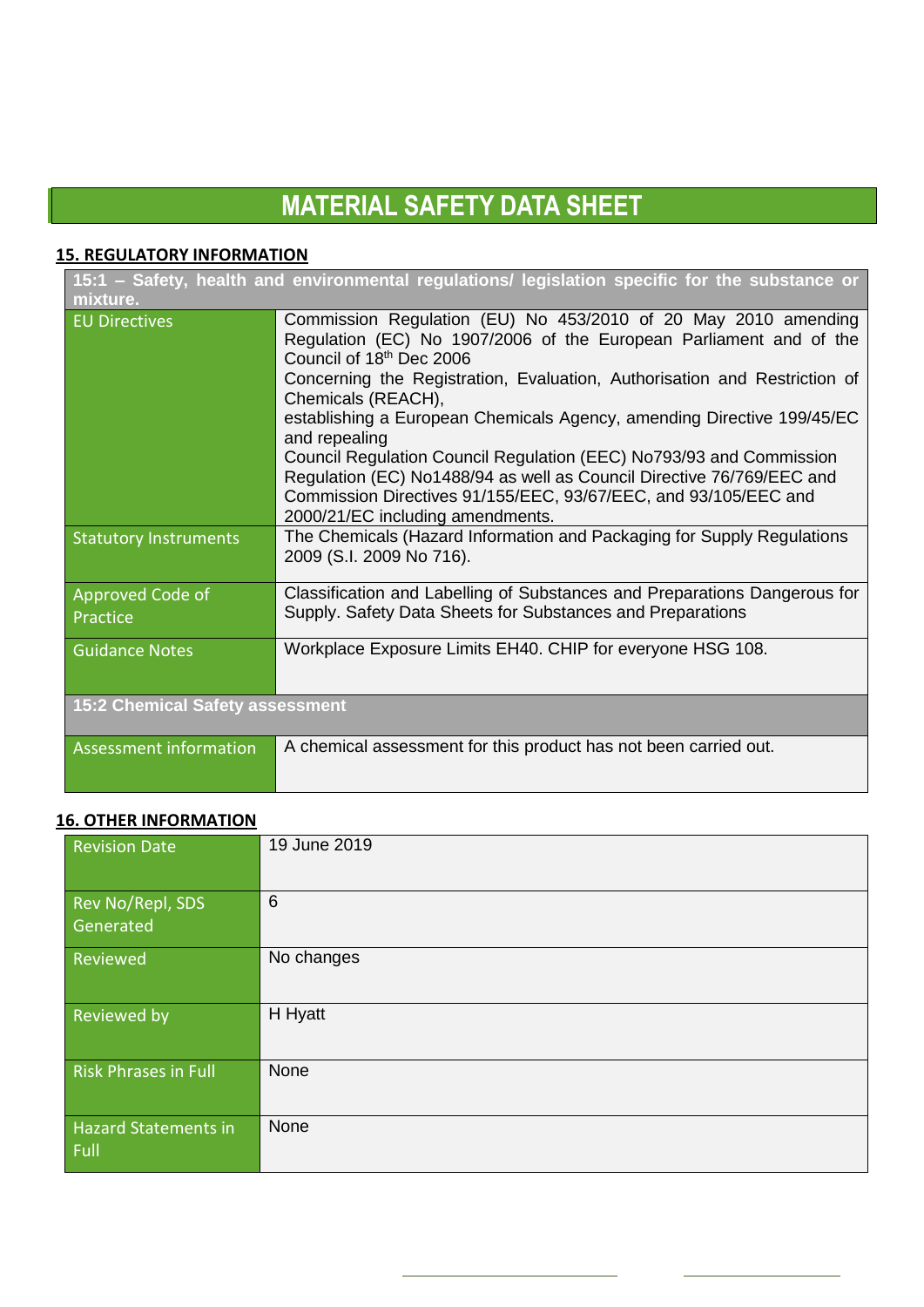# MATERIAL SAFETY DATA SHEET

## 15. REGULATORY INFORMATION

| 15:1 – Safety, health and environmental regulations/ legislation specific for the substance or mixture. | |
|---|---|
| EU Directives | Commission Regulation (EU) No 453/2010 of 20 May 2010 amending Regulation (EC) No 1907/2006 of the European Parliament and of the Council of 18th Dec 2006 Concerning the Registration, Evaluation, Authorisation and Restriction of Chemicals (REACH), establishing a European Chemicals Agency, amending Directive 199/45/EC and repealing Council Regulation Council Regulation (EEC) No793/93 and Commission Regulation (EC) No1488/94 as well as Council Directive 76/769/EEC and Commission Directives 91/155/EEC, 93/67/EEC, and 93/105/EEC and 2000/21/EC including amendments. |
| Statutory Instruments | The Chemicals (Hazard Information and Packaging for Supply Regulations 2009 (S.I. 2009 No 716). |
| Approved Code of Practice | Classification and Labelling of Substances and Preparations Dangerous for Supply. Safety Data Sheets for Substances and Preparations |
| Guidance Notes | Workplace Exposure Limits EH40. CHIP for everyone HSG 108. |
| **15:2 Chemical Safety assessment** | |
| Assessment information | A chemical assessment for this product has not been carried out. |

## 16. OTHER INFORMATION

| | |
|---|---|
| Revision Date | 19 June 2019 |
| Rev No/Repl, SDS Generated | 6 |
| Reviewed | No changes |
| Reviewed by | H Hyatt |
| Risk Phrases in Full | None |
| Hazard Statements in Full | None |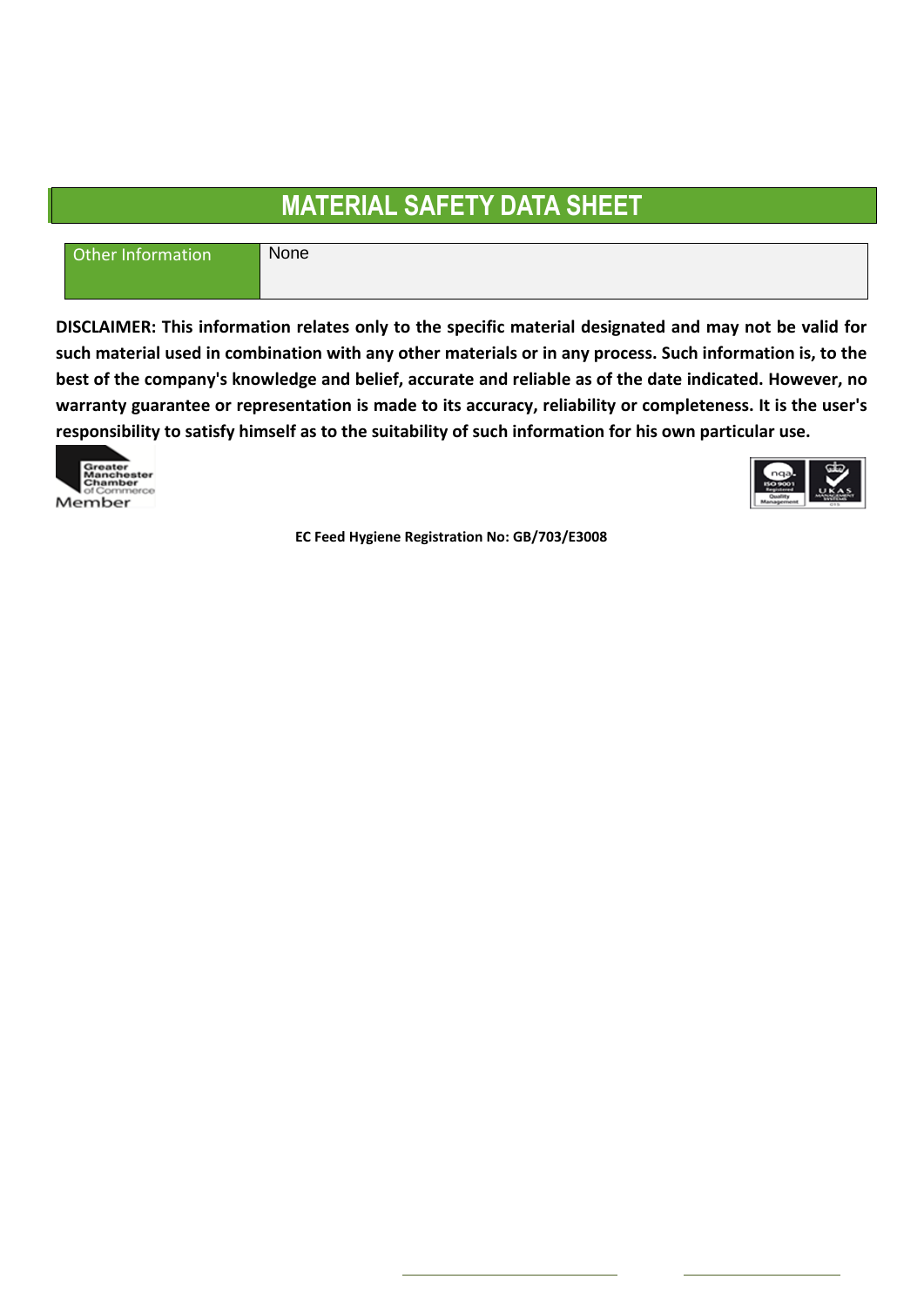# MATERIAL SAFETY DATA SHEET

| | |
|---|---|
| Other Information | None |

**DISCLAIMER: This information relates only to the specific material designated and may not be valid for such material used in combination with any other materials or in any process. Such information is, to the best of the company's knowledge and belief, accurate and reliable as of the date indicated. However, no warranty guarantee or representation is made to its accuracy, reliability or completeness. It is the user's responsibility to satisfy himself as to the suitability of such information for his own particular use.**

Greater Manchester Chamber of Commerce Member

nqa ISO 9001 Registered Quality Management — UKAS Management Systems

**EC Feed Hygiene Registration No: GB/703/E3008**